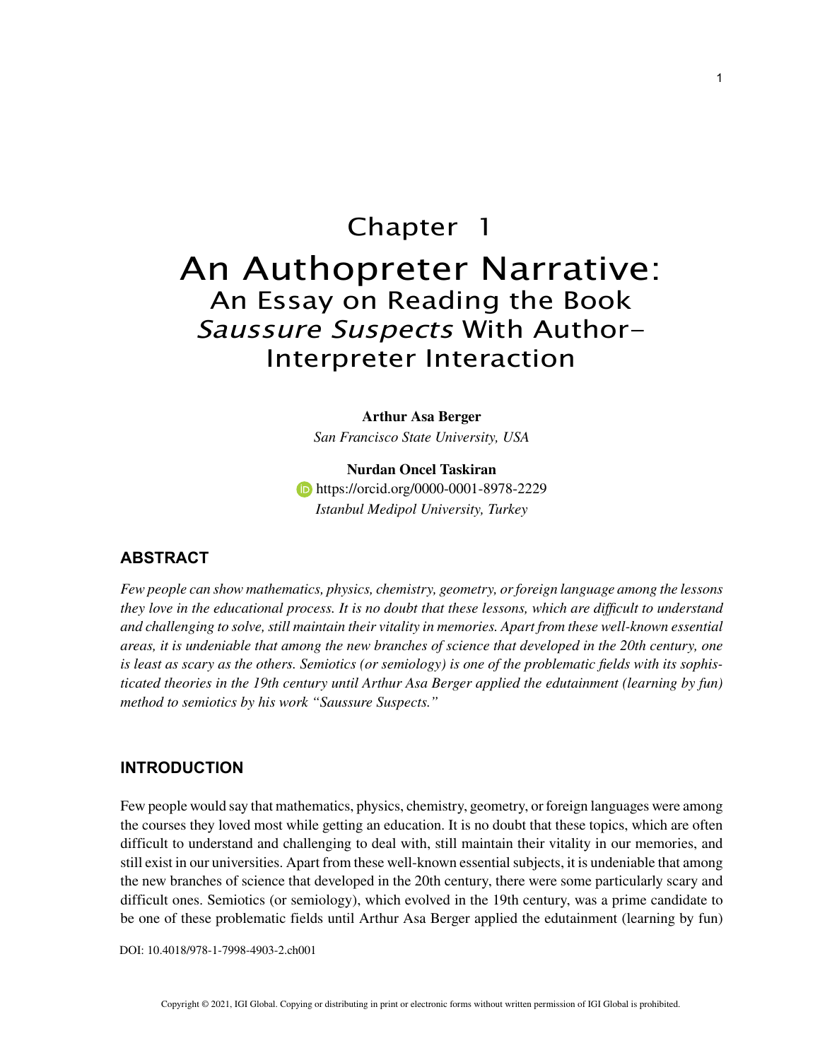# Chapter 1

# An Authopreter Narrative: An Essay on Reading the Book *Saussure Suspects* With Author-Interpreter Interaction

**Arthur Asa Berger**
*San Francisco State University, USA*

**Nurdan Oncel Taskiran**
https://orcid.org/0000-0001-8978-2229
*Istanbul Medipol University, Turkey*

## ABSTRACT

*Few people can show mathematics, physics, chemistry, geometry, or foreign language among the lessons they love in the educational process. It is no doubt that these lessons, which are difficult to understand and challenging to solve, still maintain their vitality in memories. Apart from these well-known essential areas, it is undeniable that among the new branches of science that developed in the 20th century, one is least as scary as the others. Semiotics (or semiology) is one of the problematic fields with its sophisticated theories in the 19th century until Arthur Asa Berger applied the edutainment (learning by fun) method to semiotics by his work "Saussure Suspects."*

## INTRODUCTION

Few people would say that mathematics, physics, chemistry, geometry, or foreign languages were among the courses they loved most while getting an education. It is no doubt that these topics, which are often difficult to understand and challenging to deal with, still maintain their vitality in our memories, and still exist in our universities. Apart from these well-known essential subjects, it is undeniable that among the new branches of science that developed in the 20th century, there were some particularly scary and difficult ones. Semiotics (or semiology), which evolved in the 19th century, was a prime candidate to be one of these problematic fields until Arthur Asa Berger applied the edutainment (learning by fun)

DOI: 10.4018/978-1-7998-4903-2.ch001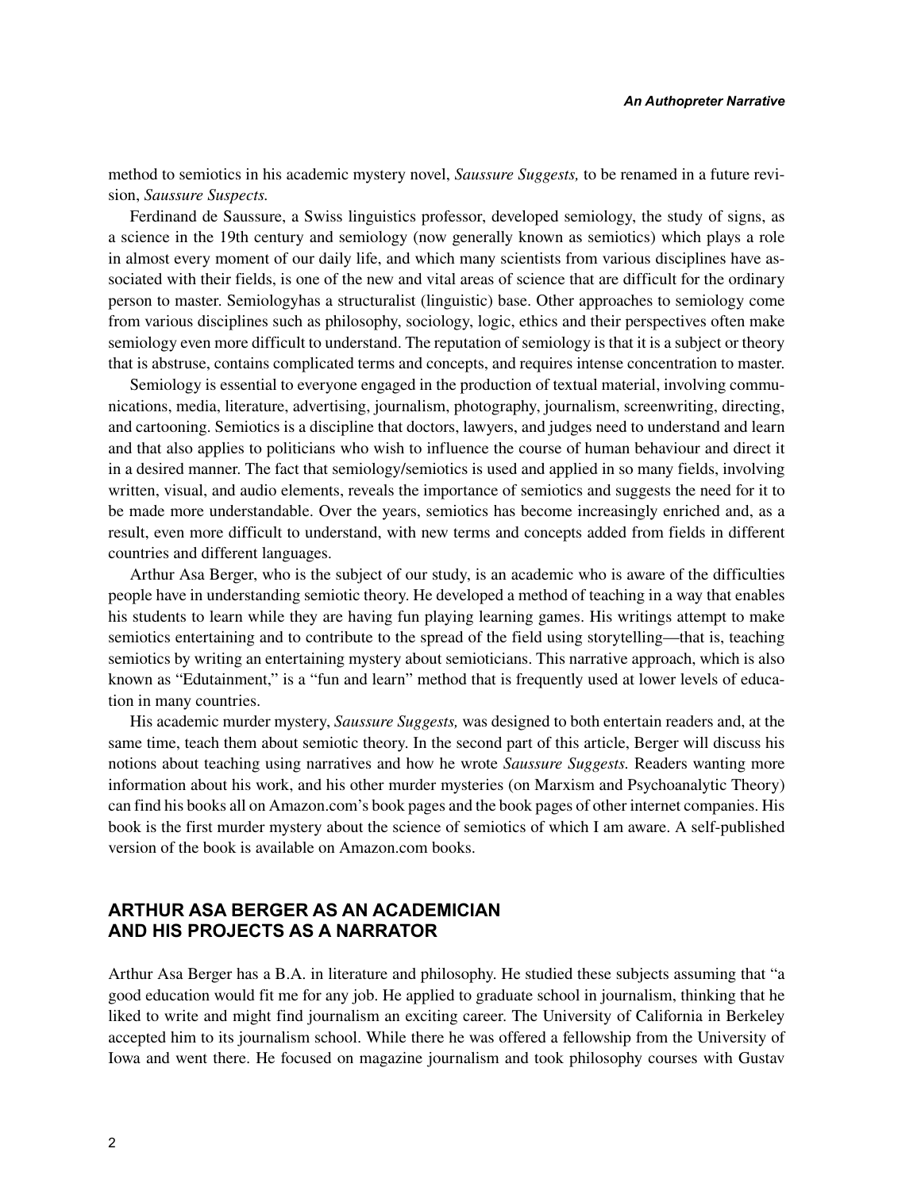method to semiotics in his academic mystery novel, *Saussure Suggests,* to be renamed in a future revision, *Saussure Suspects.*

Ferdinand de Saussure, a Swiss linguistics professor, developed semiology, the study of signs, as a science in the 19th century and semiology (now generally known as semiotics) which plays a role in almost every moment of our daily life, and which many scientists from various disciplines have associated with their fields, is one of the new and vital areas of science that are difficult for the ordinary person to master. Semiologyhas a structuralist (linguistic) base. Other approaches to semiology come from various disciplines such as philosophy, sociology, logic, ethics and their perspectives often make semiology even more difficult to understand. The reputation of semiology is that it is a subject or theory that is abstruse, contains complicated terms and concepts, and requires intense concentration to master.

Semiology is essential to everyone engaged in the production of textual material, involving communications, media, literature, advertising, journalism, photography, journalism, screenwriting, directing, and cartooning. Semiotics is a discipline that doctors, lawyers, and judges need to understand and learn and that also applies to politicians who wish to influence the course of human behaviour and direct it in a desired manner. The fact that semiology/semiotics is used and applied in so many fields, involving written, visual, and audio elements, reveals the importance of semiotics and suggests the need for it to be made more understandable. Over the years, semiotics has become increasingly enriched and, as a result, even more difficult to understand, with new terms and concepts added from fields in different countries and different languages.

Arthur Asa Berger, who is the subject of our study, is an academic who is aware of the difficulties people have in understanding semiotic theory. He developed a method of teaching in a way that enables his students to learn while they are having fun playing learning games. His writings attempt to make semiotics entertaining and to contribute to the spread of the field using storytelling—that is, teaching semiotics by writing an entertaining mystery about semioticians. This narrative approach, which is also known as "Edutainment," is a "fun and learn" method that is frequently used at lower levels of education in many countries.

His academic murder mystery, *Saussure Suggests,* was designed to both entertain readers and, at the same time, teach them about semiotic theory. In the second part of this article, Berger will discuss his notions about teaching using narratives and how he wrote *Saussure Suggests.* Readers wanting more information about his work, and his other murder mysteries (on Marxism and Psychoanalytic Theory) can find his books all on Amazon.com's book pages and the book pages of other internet companies. His book is the first murder mystery about the science of semiotics of which I am aware. A self-published version of the book is available on Amazon.com books.

## ARTHUR ASA BERGER AS AN ACADEMICIAN AND HIS PROJECTS AS A NARRATOR

Arthur Asa Berger has a B.A. in literature and philosophy. He studied these subjects assuming that "a good education would fit me for any job. He applied to graduate school in journalism, thinking that he liked to write and might find journalism an exciting career. The University of California in Berkeley accepted him to its journalism school. While there he was offered a fellowship from the University of Iowa and went there. He focused on magazine journalism and took philosophy courses with Gustav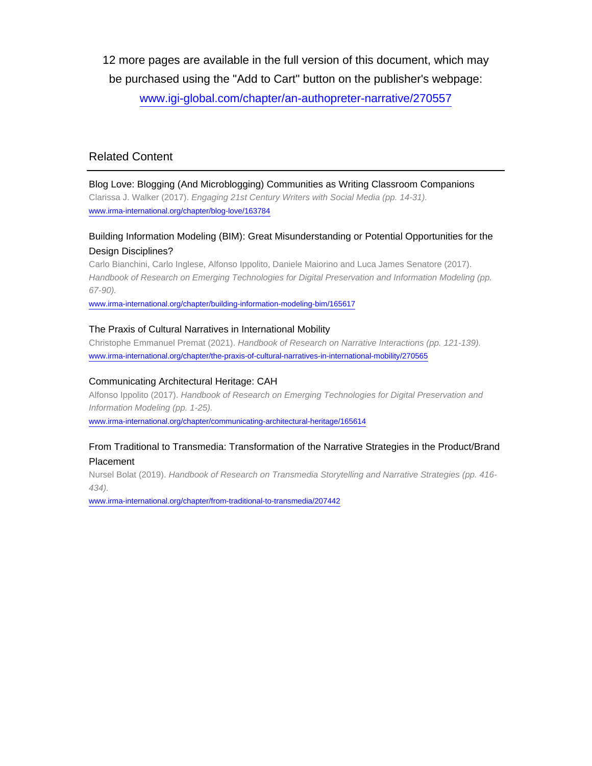12 more pages are available in the full version of this document, which may be purchased using the "Add to Cart" button on the publisher's webpage: www.igi-global.com/chapter/an-authopreter-narrative/270557

## Related Content

Blog Love: Blogging (And Microblogging) Communities as Writing Classroom Companions
Clarissa J. Walker (2017). *Engaging 21st Century Writers with Social Media (pp. 14-31).*
www.irma-international.org/chapter/blog-love/163784

Building Information Modeling (BIM): Great Misunderstanding or Potential Opportunities for the Design Disciplines?
Carlo Bianchini, Carlo Inglese, Alfonso Ippolito, Daniele Maiorino and Luca James Senatore (2017). *Handbook of Research on Emerging Technologies for Digital Preservation and Information Modeling (pp. 67-90).*
www.irma-international.org/chapter/building-information-modeling-bim/165617

The Praxis of Cultural Narratives in International Mobility
Christophe Emmanuel Premat (2021). *Handbook of Research on Narrative Interactions (pp. 121-139).*
www.irma-international.org/chapter/the-praxis-of-cultural-narratives-in-international-mobility/270565

Communicating Architectural Heritage: CAH
Alfonso Ippolito (2017). *Handbook of Research on Emerging Technologies for Digital Preservation and Information Modeling (pp. 1-25).*
www.irma-international.org/chapter/communicating-architectural-heritage/165614

From Traditional to Transmedia: Transformation of the Narrative Strategies in the Product/Brand Placement
Nursel Bolat (2019). *Handbook of Research on Transmedia Storytelling and Narrative Strategies (pp. 416-434).*
www.irma-international.org/chapter/from-traditional-to-transmedia/207442